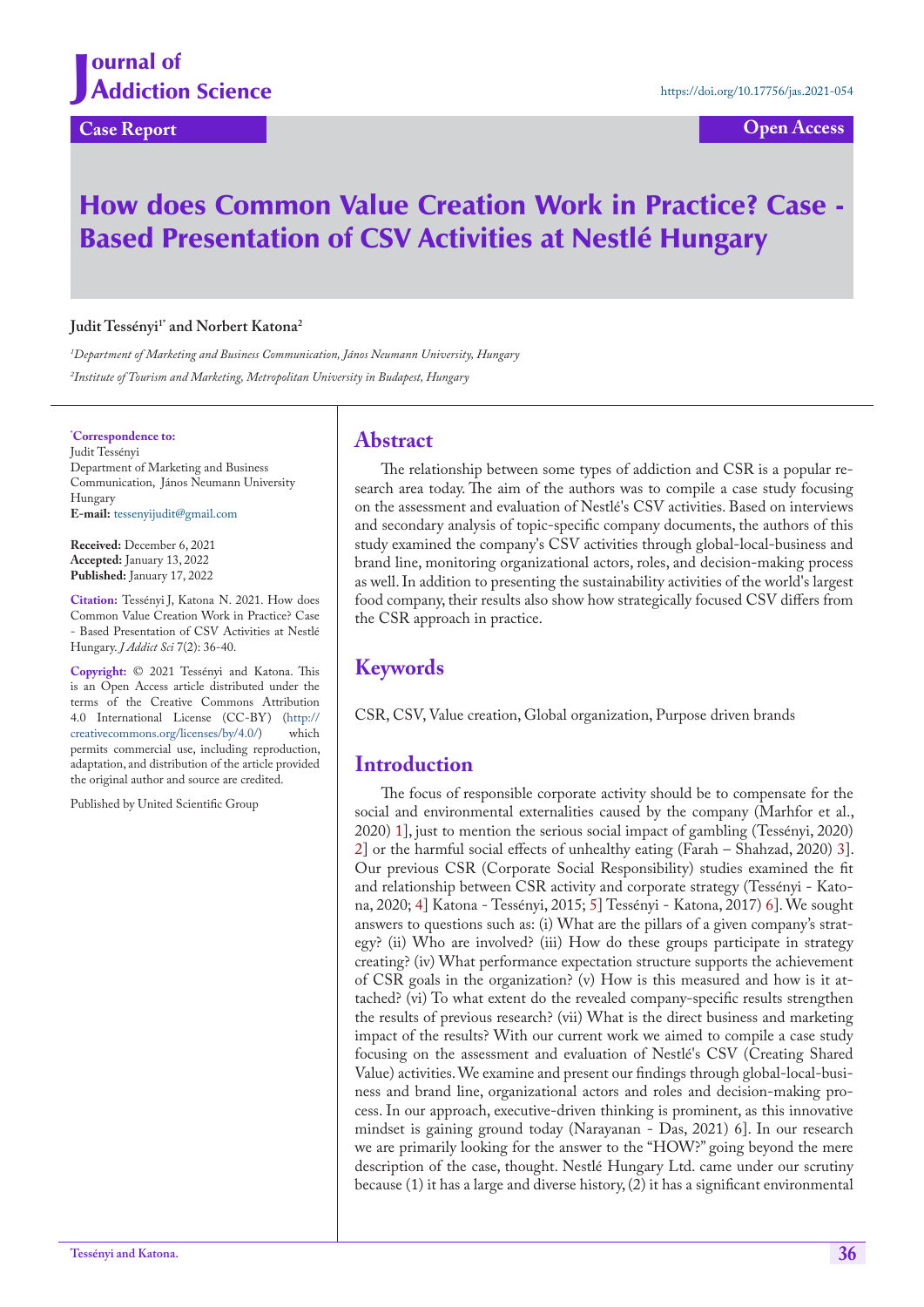Journal of Addiction Science

https://doi.org/10.17756/jas.2021-054

Case Report

Open Access

# How does Common Value Creation Work in Practice? Case - Based Presentation of CSV Activities at Nestlé Hungary

**Judit Tessényi[1*] and Norbert Katona[2]**

[1]*Department of Marketing and Business Communication, János Neumann University, Hungary*

[2]*Institute of Tourism and Marketing, Metropolitan University in Budapest, Hungary*

**[*]Correspondence to:**
Judit Tessényi
Department of Marketing and Business Communication, János Neumann University
Hungary
**E-mail:** tessenyijudit@gmail.com

**Received:** December 6, 2021
**Accepted:** January 13, 2022
**Published:** January 17, 2022

**Citation:** Tessényi J, Katona N. 2021. How does Common Value Creation Work in Practice? Case - Based Presentation of CSV Activities at Nestlé Hungary. *J Addict Sci* 7(2): 36-40.

**Copyright:** © 2021 Tessényi and Katona. This is an Open Access article distributed under the terms of the Creative Commons Attribution 4.0 International License (CC-BY) (http://creativecommons.org/licenses/by/4.0/) which permits commercial use, including reproduction, adaptation, and distribution of the article provided the original author and source are credited.

Published by United Scientific Group

## Abstract

The relationship between some types of addiction and CSR is a popular research area today. The aim of the authors was to compile a case study focusing on the assessment and evaluation of Nestlé's CSV activities. Based on interviews and secondary analysis of topic-specific company documents, the authors of this study examined the company's CSV activities through global-local-business and brand line, monitoring organizational actors, roles, and decision-making process as well. In addition to presenting the sustainability activities of the world's largest food company, their results also show how strategically focused CSV differs from the CSR approach in practice.

## Keywords

CSR, CSV, Value creation, Global organization, Purpose driven brands

## Introduction

The focus of responsible corporate activity should be to compensate for the social and environmental externalities caused by the company (Marhfor et al., 2020) 1], just to mention the serious social impact of gambling (Tessényi, 2020) 2] or the harmful social effects of unhealthy eating (Farah – Shahzad, 2020) 3]. Our previous CSR (Corporate Social Responsibility) studies examined the fit and relationship between CSR activity and corporate strategy (Tessényi - Katona, 2020; 4] Katona - Tessényi, 2015; 5] Tessényi - Katona, 2017) 6]. We sought answers to questions such as: (i) What are the pillars of a given company's strategy? (ii) Who are involved? (iii) How do these groups participate in strategy creating? (iv) What performance expectation structure supports the achievement of CSR goals in the organization? (v) How is this measured and how is it attached? (vi) To what extent do the revealed company-specific results strengthen the results of previous research? (vii) What is the direct business and marketing impact of the results? With our current work we aimed to compile a case study focusing on the assessment and evaluation of Nestlé's CSV (Creating Shared Value) activities. We examine and present our findings through global-local-business and brand line, organizational actors and roles and decision-making process. In our approach, executive-driven thinking is prominent, as this innovative mindset is gaining ground today (Narayanan - Das, 2021) 6]. In our research we are primarily looking for the answer to the "HOW?" going beyond the mere description of the case, thought. Nestlé Hungary Ltd. came under our scrutiny because (1) it has a large and diverse history, (2) it has a significant environmental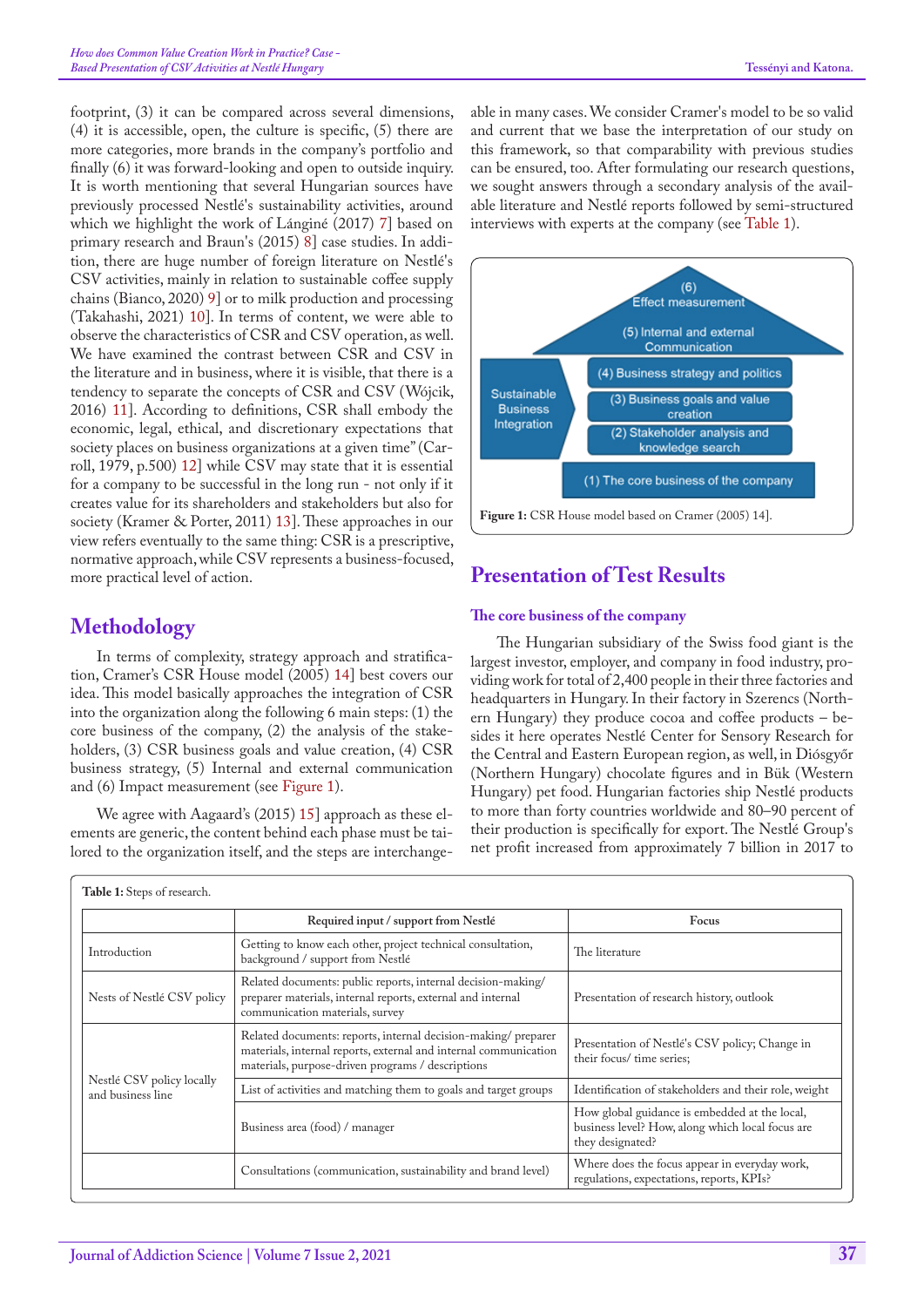footprint, (3) it can be compared across several dimensions, (4) it is accessible, open, the culture is specific, (5) there are more categories, more brands in the company's portfolio and finally (6) it was forward-looking and open to outside inquiry. It is worth mentioning that several Hungarian sources have previously processed Nestlé's sustainability activities, around which we highlight the work of Lángíné (2017) 7] based on primary research and Braun's (2015) 8] case studies. In addition, there are huge number of foreign literature on Nestlé's CSV activities, mainly in relation to sustainable coffee supply chains (Bianco, 2020) 9] or to milk production and processing (Takahashi, 2021) 10]. In terms of content, we were able to observe the characteristics of CSR and CSV operation, as well. We have examined the contrast between CSR and CSV in the literature and in business, where it is visible, that there is a tendency to separate the concepts of CSR and CSV (Wójcik, 2016) 11]. According to definitions, CSR shall embody the economic, legal, ethical, and discretionary expectations that society places on business organizations at a given time" (Carroll, 1979, p.500) 12] while CSV may state that it is essential for a company to be successful in the long run - not only if it creates value for its shareholders and stakeholders but also for society (Kramer & Porter, 2011) 13]. These approaches in our view refers eventually to the same thing: CSR is a prescriptive, normative approach, while CSV represents a business-focused, more practical level of action.

## Methodology

In terms of complexity, strategy approach and stratification, Cramer's CSR House model (2005) 14] best covers our idea. This model basically approaches the integration of CSR into the organization along the following 6 main steps: (1) the core business of the company, (2) the analysis of the stakeholders, (3) CSR business goals and value creation, (4) CSR business strategy, (5) Internal and external communication and (6) Impact measurement (see Figure 1).

We agree with Aagaard's (2015) 15] approach as these elements are generic, the content behind each phase must be tailored to the organization itself, and the steps are interchangeable in many cases. We consider Cramer's model to be so valid and current that we base the interpretation of our study on this framework, so that comparability with previous studies can be ensured, too. After formulating our research questions, we sought answers through a secondary analysis of the available literature and Nestlé reports followed by semi-structured interviews with experts at the company (see Table 1).

(6) Effect measurement

(5) Internal and external Communication

Sustainable Business Integration

(4) Business strategy and politics

(3) Business goals and value creation

(2) Stakeholder analysis and knowledge search

(1) The core business of the company

**Figure 1:** CSR House model based on Cramer (2005) 14].

## Presentation of Test Results

### The core business of the company

The Hungarian subsidiary of the Swiss food giant is the largest investor, employer, and company in food industry, providing work for total of 2,400 people in their three factories and headquarters in Hungary. In their factory in Szerencs (Northern Hungary) they produce cocoa and coffee products – besides it here operates Nestlé Center for Sensory Research for the Central and Eastern European region, as well, in Diósgyőr (Northern Hungary) chocolate figures and in Bük (Western Hungary) pet food. Hungarian factories ship Nestlé products to more than forty countries worldwide and 80–90 percent of their production is specifically for export. The Nestlé Group's net profit increased from approximately 7 billion in 2017 to

**Table 1:** Steps of research.

| | Required input / support from Nestlé | Focus |
|---|---|---|
| Introduction | Getting to know each other, project technical consultation, background / support from Nestlé | The literature |
| Nests of Nestlé CSV policy | Related documents: public reports, internal decision-making/ preparer materials, internal reports, external and internal communication materials, survey | Presentation of research history, outlook |
| Nestlé CSV policy locally and business line | Related documents: reports, internal decision-making/ preparer materials, internal reports, external and internal communication materials, purpose-driven programs / descriptions | Presentation of Nestlé's CSV policy; Change in their focus/ time series; |
| | List of activities and matching them to goals and target groups | Identification of stakeholders and their role, weight |
| | Business area (food) / manager | How global guidance is embedded at the local, business level? How, along which local focus are they designated? |
| | Consultations (communication, sustainability and brand level) | Where does the focus appear in everyday work, regulations, expectations, reports, KPIs? |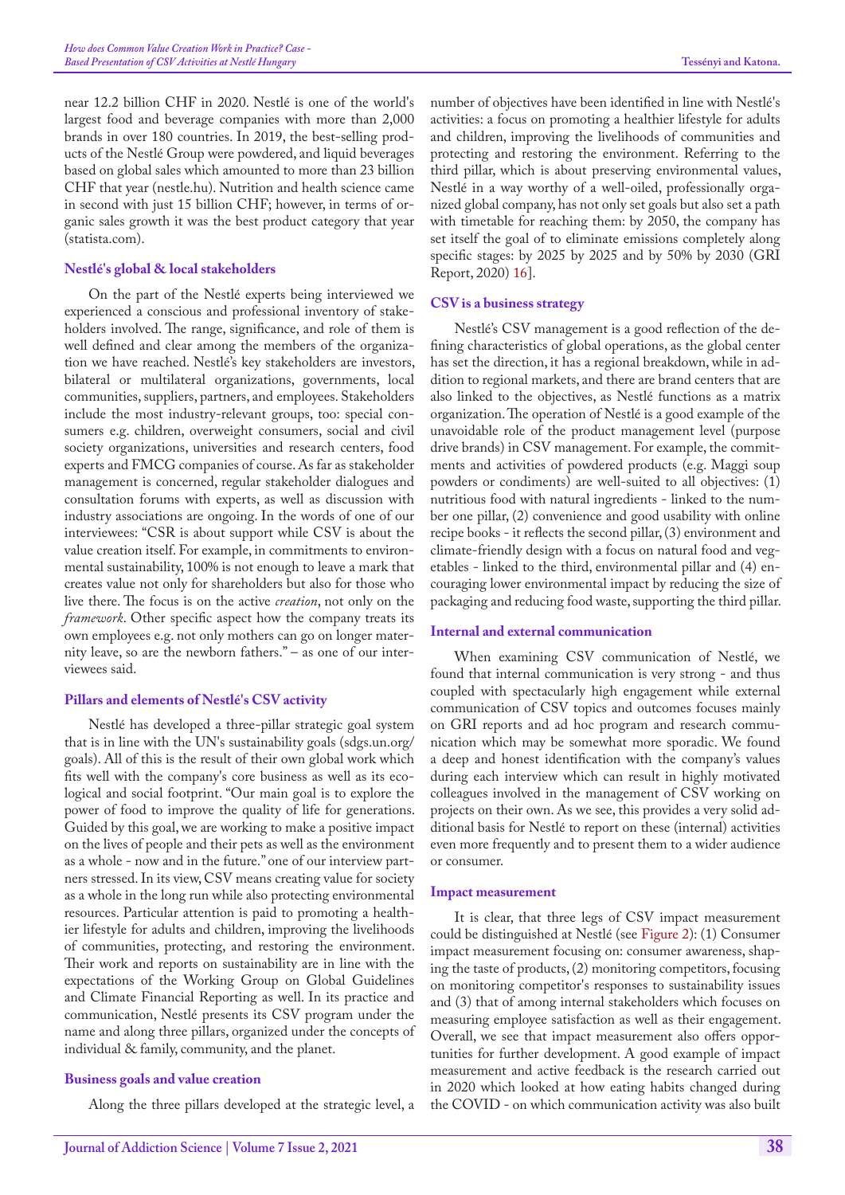near 12.2 billion CHF in 2020. Nestlé is one of the world's largest food and beverage companies with more than 2,000 brands in over 180 countries. In 2019, the best-selling products of the Nestlé Group were powdered, and liquid beverages based on global sales which amounted to more than 23 billion CHF that year (nestle.hu). Nutrition and health science came in second with just 15 billion CHF; however, in terms of organic sales growth it was the best product category that year (statista.com).

### Nestlé's global & local stakeholders

On the part of the Nestlé experts being interviewed we experienced a conscious and professional inventory of stakeholders involved. The range, significance, and role of them is well defined and clear among the members of the organization we have reached. Nestlé's key stakeholders are investors, bilateral or multilateral organizations, governments, local communities, suppliers, partners, and employees. Stakeholders include the most industry-relevant groups, too: special consumers e.g. children, overweight consumers, social and civil society organizations, universities and research centers, food experts and FMCG companies of course. As far as stakeholder management is concerned, regular stakeholder dialogues and consultation forums with experts, as well as discussion with industry associations are ongoing. In the words of one of our interviewees: "CSR is about support while CSV is about the value creation itself. For example, in commitments to environmental sustainability, 100% is not enough to leave a mark that creates value not only for shareholders but also for those who live there. The focus is on the active *creation*, not only on the *framework*. Other specific aspect how the company treats its own employees e.g. not only mothers can go on longer maternity leave, so are the newborn fathers." – as one of our interviewees said.

### Pillars and elements of Nestlé's CSV activity

Nestlé has developed a three-pillar strategic goal system that is in line with the UN's sustainability goals (sdgs.un.org/goals). All of this is the result of their own global work which fits well with the company's core business as well as its ecological and social footprint. "Our main goal is to explore the power of food to improve the quality of life for generations. Guided by this goal, we are working to make a positive impact on the lives of people and their pets as well as the environment as a whole - now and in the future." one of our interview partners stressed. In its view, CSV means creating value for society as a whole in the long run while also protecting environmental resources. Particular attention is paid to promoting a healthier lifestyle for adults and children, improving the livelihoods of communities, protecting, and restoring the environment. Their work and reports on sustainability are in line with the expectations of the Working Group on Global Guidelines and Climate Financial Reporting as well. In its practice and communication, Nestlé presents its CSV program under the name and along three pillars, organized under the concepts of individual & family, community, and the planet.

### Business goals and value creation

Along the three pillars developed at the strategic level, a number of objectives have been identified in line with Nestlé's activities: a focus on promoting a healthier lifestyle for adults and children, improving the livelihoods of communities and protecting and restoring the environment. Referring to the third pillar, which is about preserving environmental values, Nestlé in a way worthy of a well-oiled, professionally organized global company, has not only set goals but also set a path with timetable for reaching them: by 2050, the company has set itself the goal of to eliminate emissions completely along specific stages: by 2025 by 2025 and by 50% by 2030 (GRI Report, 2020) 16].

### CSV is a business strategy

Nestlé's CSV management is a good reflection of the defining characteristics of global operations, as the global center has set the direction, it has a regional breakdown, while in addition to regional markets, and there are brand centers that are also linked to the objectives, as Nestlé functions as a matrix organization. The operation of Nestlé is a good example of the unavoidable role of the product management level (purpose drive brands) in CSV management. For example, the commitments and activities of powdered products (e.g. Maggi soup powders or condiments) are well-suited to all objectives: (1) nutritious food with natural ingredients - linked to the number one pillar, (2) convenience and good usability with online recipe books - it reflects the second pillar, (3) environment and climate-friendly design with a focus on natural food and vegetables - linked to the third, environmental pillar and (4) encouraging lower environmental impact by reducing the size of packaging and reducing food waste, supporting the third pillar.

### Internal and external communication

When examining CSV communication of Nestlé, we found that internal communication is very strong - and thus coupled with spectacularly high engagement while external communication of CSV topics and outcomes focuses mainly on GRI reports and ad hoc program and research communication which may be somewhat more sporadic. We found a deep and honest identification with the company's values during each interview which can result in highly motivated colleagues involved in the management of CSV working on projects on their own. As we see, this provides a very solid additional basis for Nestlé to report on these (internal) activities even more frequently and to present them to a wider audience or consumer.

### Impact measurement

It is clear, that three legs of CSV impact measurement could be distinguished at Nestlé (see Figure 2): (1) Consumer impact measurement focusing on: consumer awareness, shaping the taste of products, (2) monitoring competitors, focusing on monitoring competitor's responses to sustainability issues and (3) that of among internal stakeholders which focuses on measuring employee satisfaction as well as their engagement. Overall, we see that impact measurement also offers opportunities for further development. A good example of impact measurement and active feedback is the research carried out in 2020 which looked at how eating habits changed during the COVID - on which communication activity was also built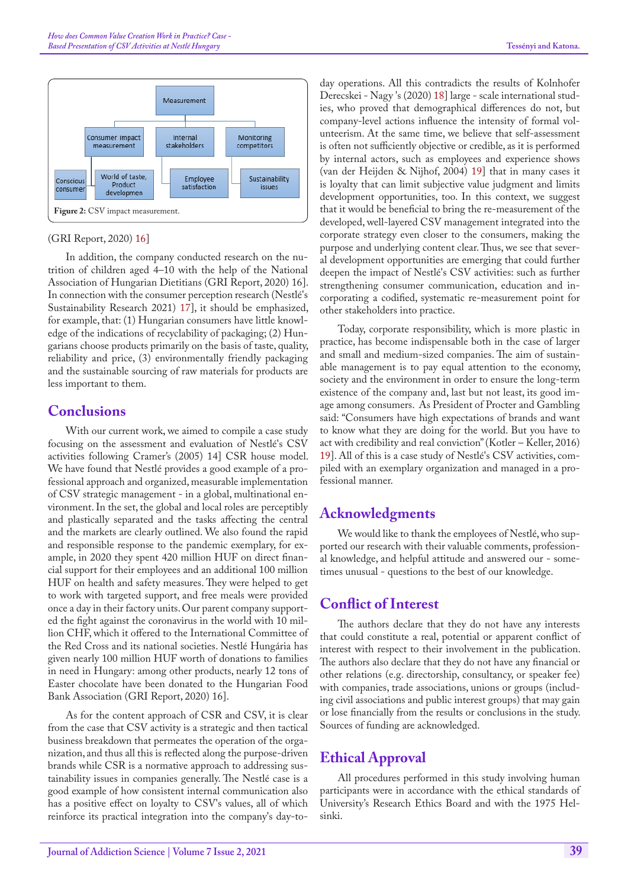Measurement

Consumer impact measurement | Internal stakeholders | Monitoring competitors

Conscious consumer | World of taste, Product developmen | Employee satisfaction | Sustainability issues

**Figure 2:** CSV impact measurement.

(GRI Report, 2020) 16]

In addition, the company conducted research on the nutrition of children aged 4–10 with the help of the National Association of Hungarian Dietitians (GRI Report, 2020) 16]. In connection with the consumer perception research (Nestlé's Sustainability Research 2021) 17], it should be emphasized, for example, that: (1) Hungarian consumers have little knowledge of the indications of recyclability of packaging; (2) Hungarians choose products primarily on the basis of taste, quality, reliability and price, (3) environmentally friendly packaging and the sustainable sourcing of raw materials for products are less important to them.

## Conclusions

With our current work, we aimed to compile a case study focusing on the assessment and evaluation of Nestlé's CSV activities following Cramer's (2005) 14] CSR house model. We have found that Nestlé provides a good example of a professional approach and organized, measurable implementation of CSV strategic management - in a global, multinational environment. In the set, the global and local roles are perceptibly and plastically separated and the tasks affecting the central and the markets are clearly outlined. We also found the rapid and responsible response to the pandemic exemplary, for example, in 2020 they spent 420 million HUF on direct financial support for their employees and an additional 100 million HUF on health and safety measures. They were helped to get to work with targeted support, and free meals were provided once a day in their factory units. Our parent company supported the fight against the coronavirus in the world with 10 million CHF, which it offered to the International Committee of the Red Cross and its national societies. Nestlé Hungária has given nearly 100 million HUF worth of donations to families in need in Hungary: among other products, nearly 12 tons of Easter chocolate have been donated to the Hungarian Food Bank Association (GRI Report, 2020) 16].

As for the content approach of CSR and CSV, it is clear from the case that CSV activity is a strategic and then tactical business breakdown that permeates the operation of the organization, and thus all this is reflected along the purpose-driven brands while CSR is a normative approach to addressing sustainability issues in companies generally. The Nestlé case is a good example of how consistent internal communication also has a positive effect on loyalty to CSV's values, all of which reinforce its practical integration into the company's day-to-day operations. All this contradicts the results of Kolnhofer Derecskei - Nagy 's (2020) 18] large - scale international studies, who proved that demographical differences do not, but company-level actions influence the intensity of formal volunteerism. At the same time, we believe that self-assessment is often not sufficiently objective or credible, as it is performed by internal actors, such as employees and experience shows (van der Heijden & Nijhof, 2004) 19] that in many cases it is loyalty that can limit subjective value judgment and limits development opportunities, too. In this context, we suggest that it would be beneficial to bring the re-measurement of the developed, well-layered CSV management integrated into the corporate strategy even closer to the consumers, making the purpose and underlying content clear. Thus, we see that several development opportunities are emerging that could further deepen the impact of Nestlé's CSV activities: such as further strengthening consumer communication, education and incorporating a codified, systematic re-measurement point for other stakeholders into practice.

Today, corporate responsibility, which is more plastic in practice, has become indispensable both in the case of larger and small and medium-sized companies. The aim of sustainable management is to pay equal attention to the economy, society and the environment in order to ensure the long-term existence of the company and, last but not least, its good image among consumers. As President of Procter and Gambling said: "Consumers have high expectations of brands and want to know what they are doing for the world. But you have to act with credibility and real conviction" (Kotler – Keller, 2016) 19]. All of this is a case study of Nestlé's CSV activities, compiled with an exemplary organization and managed in a professional manner.

## Acknowledgments

We would like to thank the employees of Nestlé, who supported our research with their valuable comments, professional knowledge, and helpful attitude and answered our - sometimes unusual - questions to the best of our knowledge.

## Conflict of Interest

The authors declare that they do not have any interests that could constitute a real, potential or apparent conflict of interest with respect to their involvement in the publication. The authors also declare that they do not have any financial or other relations (e.g. directorship, consultancy, or speaker fee) with companies, trade associations, unions or groups (including civil associations and public interest groups) that may gain or lose financially from the results or conclusions in the study. Sources of funding are acknowledged.

## Ethical Approval

All procedures performed in this study involving human participants were in accordance with the ethical standards of University's Research Ethics Board and with the 1975 Helsinki.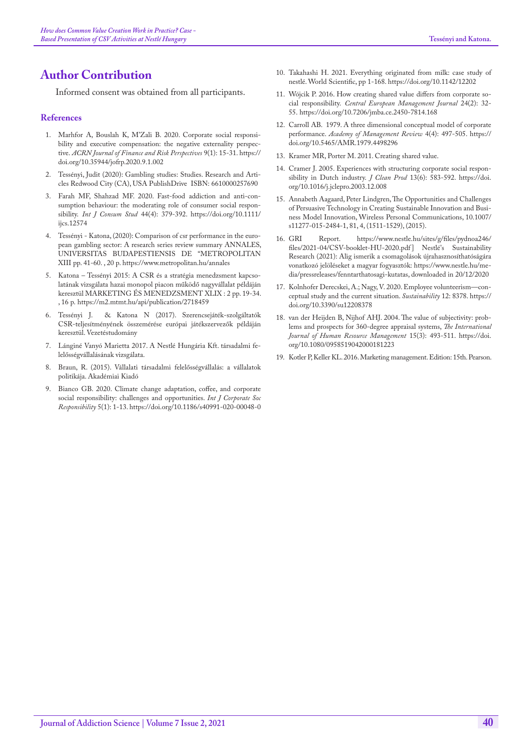## Author Contribution

Informed consent was obtained from all participants.

### References

1. Marhfor A, Bouslah K, M'Zali B. 2020. Corporate social responsibility and executive compensation: the negative externality perspective. *ACRN Journal of Finance and Risk Perspectives* 9(1): 15-31. https://doi.org/10.35944/jofrp.2020.9.1.002
2. Tessényi, Judit (2020): Gambling studies: Studies. Research and Articles Redwood City (CA), USA PublishDrive ISBN: 6610000257690
3. Farah MF, Shahzad MF. 2020. Fast-food addiction and anti-consumption behaviour: the moderating role of consumer social responsibility. *Int J Consum Stud* 44(4): 379-392. https://doi.org/10.1111/ijcs.12574
4. Tessényi - Katona, (2020): Comparison of csr performance in the european gambling sector: A research series review summary ANNALES, UNIVERSITAS BUDAPESTIENSIS DE "METROPOLITAN XIII pp. 41-60. , 20 p. https://www.metropolitan.hu/annales
5. Katona – Tessényi 2015: A CSR és a stratégia menedzsment kapcsolatának vizsgálata hazai monopol piacon működő nagyvállalat példáján keresztül MARKETING ÉS MENEDZSMENT XLIX : 2 pp. 19-34. , 16 p. https://m2.mtmt.hu/api/publication/2718459
6. Tessényi J. & Katona N (2017). Szerencsejáték-szolgáltatók CSR-teljesítményének összemérése európai játékszervezők példáján keresztül. Vezetéstudomány
7. Lánginé Vanyó Marietta 2017. A Nestlé Hungária Kft. társadalmi felelősségvállalásának vizsgálata.
8. Braun, R. (2015). Vállalati társadalmi felelősségvállalás: a vállalatok politikája. Akadémiai Kiadó
9. Bianco GB. 2020. Climate change adaptation, coffee, and corporate social responsibility: challenges and opportunities. *Int J Corporate Soc Responsibility* 5(1): 1-13. https://doi.org/10.1186/s40991-020-00048-0
10. Takahashi H. 2021. Everything originated from milk: case study of nestlé. World Scientific, pp 1-168. https://doi.org/10.1142/12202
11. Wójcik P. 2016. How creating shared value differs from corporate social responsibility. *Central European Management Journal* 24(2): 32-55. https://doi.org/10.7206/jmba.ce.2450-7814.168
12. Carroll AB. 1979. A three dimensional conceptual model of corporate performance. *Academy of Management Review* 4(4): 497-505. https://doi.org/10.5465/AMR.1979.4498296
13. Kramer MR, Porter M. 2011. Creating shared value.
14. Cramer J. 2005. Experiences with structuring corporate social responsibility in Dutch industry. *J Clean Prod* 13(6): 583-592. https://doi.org/10.1016/j.jclepro.2003.12.008
15. Annabeth Aagaard, Peter Lindgren, The Opportunities and Challenges of Persuasive Technology in Creating Sustainable Innovation and Business Model Innovation, Wireless Personal Communications, 10.1007/s11277-015-2484-1, 81, 4, (1511-1529), (2015).
16. GRI Report. https://www.nestle.hu/sites/g/files/pydnoa246/files/2021-04/CSV-booklet-HU-2020.pdf] Nestlé's Sustainability Research (2021): Alig ismerik a csomagolások újrahasznosíthatóságára vonatkozó jelöléseket a magyar fogyasztók: https://www.nestle.hu/media/pressreleases/fenntarthatosagi-kutatas, downloaded in 20/12/2020
17. Kolnhofer Derecskei, A.; Nagy, V. 2020. Employee volunteerism—conceptual study and the current situation. *Sustainability* 12: 8378. https://doi.org/10.3390/su12208378
18. van der Heijden B, Nijhof AHJ. 2004. The value of subjectivity: problems and prospects for 360-degree appraisal systems, *The International Journal of Human Resource Management* 15(3): 493-511. https://doi.org/10.1080/0958519042000181223
19. Kotler P, Keller KL. 2016. Marketing management. Edition: 15th. Pearson.